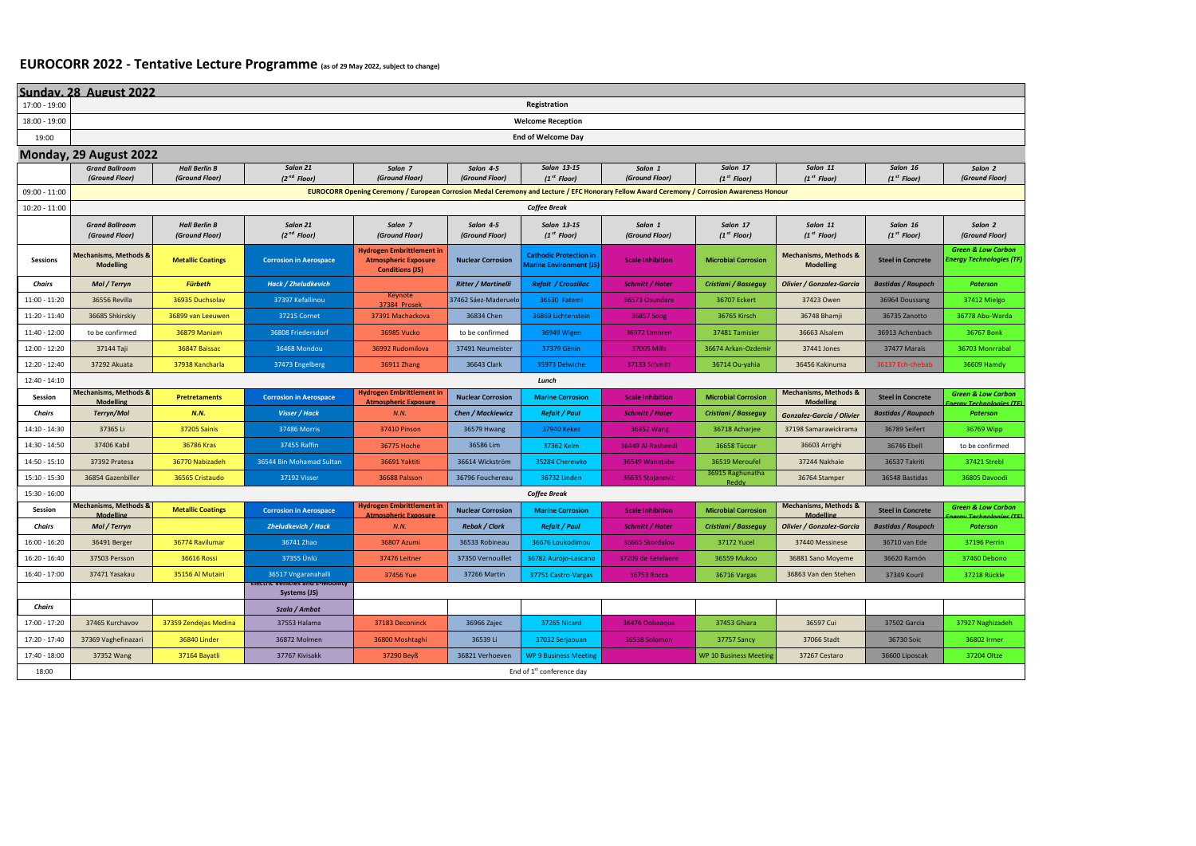# EUROCORR 2022 - Tentative Lecture Programme (as of 29 May 2022, subject to change)

## Sunday, 28 August 2022

| | |
|---|---|
| 17:00 - 19:00 | Registration |
| 18:00 - 19:00 | Welcome Reception |
| 19:00 | End of Welcome Day |

## Monday, 29 August 2022

| | Grand Ballroom (Ground Floor) | Hall Berlin B (Ground Floor) | Salon 21 (2nd Floor) | Salon 7 (Ground Floor) | Salon 4-5 (Ground Floor) | Salon 13-15 (1st Floor) | Salon 1 (Ground Floor) | Salon 17 (1st Floor) | Salon 11 (1st Floor) | Salon 16 (1st Floor) | Salon 2 (Ground Floor) |
|---|---|---|---|---|---|---|---|---|---|---|---|
| 09:00 - 11:00 | EUROCORR Opening Ceremony / European Corrosion Medal Ceremony and Lecture / EFC Honorary Fellow Award Ceremony / Corrosion Awareness Honour | | | | | | | | | | |
| 10:20 - 11:00 | Coffee Break | | | | | | | | | | |
| | Grand Ballroom (Ground Floor) | Hall Berlin B (Ground Floor) | Salon 21 (2nd Floor) | Salon 7 (Ground Floor) | Salon 4-5 (Ground Floor) | Salon 13-15 (1st Floor) | Salon 1 (Ground Floor) | Salon 17 (1st Floor) | Salon 11 (1st Floor) | Salon 16 (1st Floor) | Salon 2 (Ground Floor) |
| Sessions | Mechanisms, Methods & Modelling | Metallic Coatings | Corrosion in Aerospace | Hydrogen Embrittlement in Atmospheric Exposure Conditions (JS) | Nuclear Corrosion | Cathodic Protection in Marine Environment (JS) | Scale Inhibition | Microbial Corrosion | Mechanisms, Methods & Modelling | Steel in Concrete | Green & Low Carbon Energy Technologies (TF) |
| Chairs | Mol / Terryn | Fürbeth | Hack / Zheludkevich | | Ritter / Martinelli | Refait / Crouzillac | Schmitt / Hater | Cristiani / Basseguy | Olivier / Gonzalez-Garcia | Bastidas / Raupach | Paterson |
| 11:00 - 11:20 | 36556 Revilla | 36935 Duchsolav | 37397 Kefallinou | Keynote 37384 Prosek | 37462 Sáez-Maderuelo | 36630 Fatemi | 36573 Osundare | 36707 Eckert | 37423 Owen | 36964 Doussang | 37412 Mielgo |
| 11:20 - 11:40 | 36685 Shkirskiy | 36899 van Leeuwen | 37215 Cornet | 37391 Machackova | 36834 Chen | 36869 Lichtenstein | 36857 Song | 36765 Kirsch | 36748 Bhamji | 36735 Zanotto | 36778 Abu-Warda |
| 11:40 - 12:00 | to be confirmed | 36879 Maniam | 36808 Friedersdorf | 36985 Vucko | to be confirmed | 36949 Wigen | 36972 Umoren | 37481 Tamisier | 36663 Alsalem | 36913 Achenbach | 36767 Bonk |
| 12:00 - 12:20 | 37144 Taji | 36847 Baissac | 36468 Mondou | 36992 Rudomilova | 37491 Neumeister | 37379 Génin | 37005 Mills | 36674 Arkan-Ozdemir | 37441 Jones | 37477 Marais | 36703 Monrrabal |
| 12:20 - 12:40 | 37292 Akuata | 37938 Kancharla | 37473 Engelberg | 36911 Zhang | 36643 Clark | 35973 Delwiche | 37133 Schmitt | 36714 Ou-yahia | 36456 Kakinuma | 36137 Ech-chebab | 36609 Hamdy |
| 12:40 - 14:10 | Lunch | | | | | | | | | | |
| Session | Mechanisms, Methods & Modelling | Pretretaments | Corrosion in Aerospace | Hydrogen Embrittlement in Atmospheric Exposure | Nuclear Corrosion | Marine Corrosion | Scale Inhibition | Microbial Corrosion | Mechanisms, Methods & Modelling | Steel in Concrete | Green & Low Carbon Energy Technologies (TF) |
| Chairs | Terryn/Mol | N.N. | Visser / Hack | N.N. | Chen / Mackiewicz | Refait / Paul | Schmitt / Hater | Cristiani / Basseguy | Gonzalez-Garcia / Olivier | Bastidas / Raupach | Paterson |
| 14:10 - 14:30 | 37365 Li | 37205 Sainis | 37486 Morris | 37410 Pinson | 36579 Hwang | 37940 Kekez | 36852 Wang | 36718 Acharjee | 37198 Samarawickrama | 36789 Seifert | 36769 Wipp |
| 14:30 - 14:50 | 37406 Kabil | 36786 Kras | 37455 Raffin | 36775 Hoche | 36586 Lim | 37362 Kelm | 36449 Al-Rasheedi | 36658 Tüccar | 36603 Arrighi | 36746 Ebell | to be confirmed |
| 14:50 - 15:10 | 37392 Pratesa | 36770 Nabizadeh | 36544 Bin Mohamad Sultan | 36691 Yaktiti | 36614 Wickström | 35284 Cherewko | 36549 Wanatabe | 36519 Meroufel | 37244 Nakhaie | 36537 Takriti | 37421 Strebl |
| 15:10 - 15:30 | 36854 Gazenbiller | 36565 Cristaudo | 37192 Visser | 36688 Palsson | 36796 Fouchereau | 36732 Linden | 36635 Stojanovic | 36915 Raghunatha Reddy | 36764 Stamper | 36548 Bastidas | 36805 Davoodi |
| 15:30 - 16:00 | Coffee Break | | | | | | | | | | |
| Session | Mechanisms, Methods & Modelling | Metallic Coatings | Corrosion in Aerospace | Hydrogen Embrittlement in Atmospheric Exposure | Nuclear Corrosion | Marine Corrosion | Scale Inhibition | Microbial Corrosion | Mechanisms, Methods & Modelling | Steel in Concrete | Green & Low Carbon Energy Technologies (TF) |
| Chairs | Mol / Terryn | | Zheludkevich / Hack | N.N. | Rebak / Clark | Refait / Paul | Schmitt / Hater | Cristiani / Basseguy | Olivier / Gonzalez-Garcia | Bastidas / Raupach | Paterson |
| 16:00 - 16:20 | 36491 Berger | 36774 Ravilumar | 36741 Zhao | 36807 Azumi | 36533 Robineau | 36676 Loukodimou | 36665 Skordalou | 37172 Yucel | 37440 Messinese | 36710 van Ede | 37196 Perrin |
| 16:20 - 16:40 | 37503 Persson | 36616 Rossi | 37355 Ünlü | 37476 Leitner | 37350 Vernouillet | 36782 Aurojo-Lascano | 37209 de Ketelaere | 36559 Mukoo | 36881 Sano Moyeme | 36620 Ramón | 37460 Debono |
| 16:40 - 17:00 | 37471 Yasakau | 35156 Al Mutairi | 36517 Vngaranahalli | 37456 Yue | 37266 Martin | 37751 Castro-Vargas | 36753 Rocca | 36716 Vargas | 36863 Van den Stehen | 37349 Kouril | 37218 Rückle |
| | | | Electric Vehicles and E-Mobility Systems (JS) | | | | | | | | |
| Chairs | | | Szala / Ambat | | | | | | | | |
| 17:00 - 17:20 | 37465 Kurchavov | 37359 Zendejas Medina | 37553 Halama | 37183 Deconinck | 36966 Zajec | 37265 Nicard | 36476 Oobaaqua | 37453 Ghiara | 36597 Cui | 37502 Garcia | 37927 Naghizadeh |
| 17:20 - 17:40 | 37369 Vaghefinazari | 36840 Linder | 36872 Molmen | 36800 Moshtaghi | 36539 Li | 37032 Serjaouan | 36538 Solomon | 37757 Sancy | 37066 Stadt | 36730 Soic | 36802 Irmer |
| 17:40 - 18:00 | 37352 Wang | 37164 Bayatli | 37767 Kivisakk | 37290 Beyß | 36821 Verhoeven | WP 9 Business Meeting | | WP 10 Business Meeting | 37267 Cestaro | 36600 Liposcak | 37204 Oltze |
| 18:00 | End of 1st conference day | | | | | | | | | | |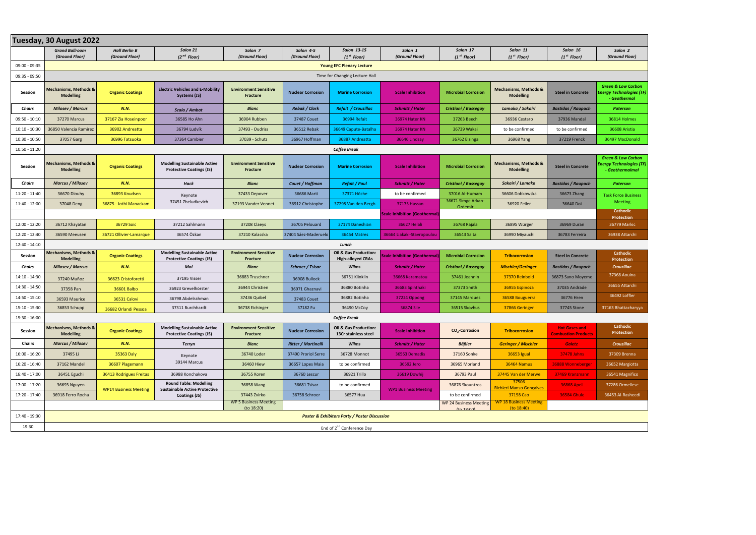## Tuesday, 30 August 2022

| | Grand Ballroom (Ground Floor) | Hall Berlin B (Ground Floor) | Salon 21 (2nd Floor) | Salon 7 (Ground Floor) | Salon 4-5 (Ground Floor) | Salon 13-15 (1st Floor) | Salon 1 (Ground Floor) | Salon 17 (1st Floor) | Salon 11 (1st Floor) | Salon 16 (1st Floor) | Salon 2 (Ground Floor) |
|---|---|---|---|---|---|---|---|---|---|---|---|
| 09:00 - 09:35 | Young EFC Plenary Lecture | | | | | | | | | | |
| 09:35 - 09:50 | Time for Changing Lecture Hall | | | | | | | | | | |
| Session | Mechanisms, Methods & Modelling | Organic Coatings | Electric Vehicles and E-Mobility Systems (JS) | Environment Sensitive Fracture | Nuclear Corrosion | Marine Corrosion | Scale Inhibition | Microbial Corrosion | Mechanisms, Methods & Modelling | Steel in Concrete | Green & Low Carbon Energy Technologies (TF) - Geothermal |
| Chairs | Milosev / Marcus | N.N. | Szala / Ambat | Blanc | Rebak / Clark | Refait / Crouzillac | Schmitt / Hater | Cristiani / Basseguy | Lamaka / Sakairi | Bastidas / Raupach | Paterson |
| 09:50 - 10:10 | 37270 Marcus | 37167 Zia Hoseinpoor | 36585 Ho Ahn | 36904 Rubben | 37487 Couet | 36994 Refait | 36974 Hater KN | 37263 Beech | 36936 Cestaro | 37936 Mandal | 36814 Holmes |
| 10:10 - 10:30 | 36850 Valencia Ramirez | 36902 Andreatta | 36794 Ludvik | 37493 - Oudriss | 36512 Rebak | 36649 Capute-Batalha | 36974 Hater KN | 36739 Wakai | to be confirmed | to be confirmed | 36608 Aristia |
| 10:30 - 10:50 | 37057 Garg | 36996 Tatsuoka | 37364 Cambier | 37039 - Schutz | 36967 Hoffman | 36887 Andreatta | 36646 Lindsay | 36762 Elzinga | 36968 Yang | 37219 Frenck | 36497 MacDonald |
| 10:50 - 11:20 | Coffee Break | | | | | | | | | | |
| Session | Mechanisms, Methods & Modelling | Organic Coatings | Modelling Sustainable Active Protective Coatings (JS) | Environment Sensitive Fracture | Nuclear Corrosion | Marine Corrosion | Scale Inhibition | Microbial Corrosion | Mechanisms, Methods & Modelling | Steel in Concrete | Green & Low Carbon Energy Technologies (TF) - Geothermalmal |
| Chairs | Marcus / Milosev | N.N. | Hack | Blanc | Couet / Hoffman | Refait / Paul | Schmitt / Hater | Cristiani / Basseguy | Sakairi / Lamaka | Bastidas / Raupach | Paterson |
| 11:20 - 11:40 | 36670 Dlouhy | 36893 Knudsen | Keynote 37451 Zheludkevich | 37433 Depover | 36686 Marti | 37371 Höche | to be confirmed | 37016 Al-Humam | 36606 Dobkowska | 36673 Zhang | Task Force Business Meeting |
| 11:40 - 12:00 | 37048 Deng | 36875 - Jothi Manackam | | 37193 Vander Vennet | 36912 Christophe | 37298 Van den Bergh | 37175 Hassan | 36671 Simge Arkan-Ozdemir | 36920 Feiler | 36640 Doi | |
| | | | | | | | Scale Inhibition (Geothermal) | | | | Cathodic Protection |
| 12:00 - 12:20 | 36712 Khayatan | 36729 Soic | 37212 Sahlmann | 37208 Claeys | 36705 Pelouard | 37174 Daneshian | 36627 Helali | 36768 Rajala | 36895 Würger | 36969 Duran | 36779 Markic |
| 12:20 - 12:40 | 36590 Meeusen | 36721 Ollivier-Lamarque | 36574 Özkan | 37210 Kalacska | 37404 Sáez-Maderuelo | 36454 Matres | 36664 Liakaki-Stavropoulou | 36543 Salta | 36990 Miyauchi | 36783 Ferreira | 36938 Attarchi |
| 12:40 - 14:10 | Lunch | | | | | | | | | | |
| Session | Mechanisms, Methods & Modelling | Organic Coatings | Modelling Sustainable Active Protective Coatings (JS) | Environment Sensitive Fracture | Nuclear Corrosion | Oil & Gas Production: High-alloyed CRAs | Scale Inhibition (Geothermal) | Microbial Corrosion | Tribocorrosion | Steel in Concrete | Cathodic Protection |
| Chairs | Milosev / Marcus | N.N. | Mol | Blanc | Schroer / Tsisar | Wilms | Schmitt / Hater | Cristiani / Basseguy | Mischler/Geringer | Bastidas / Raupach | Crouzillac |
| 14:10 - 14:30 | 37240 Muñoz | 36623 Cristoforetti | 37195 Visser | 36883 Truschner | 36908 Bullock | 36751 Klinklin | 36668 Karamatou | 37461 Jeannin | 37370 Reinbold | 36873 Sano Moyeme | 37368 Aouina |
| 14:30 - 14:50 | 37358 Pan | 36601 Balbo | 36923 Grevelhörster | 36944 Christien | 36971 Ghaznavi | 36880 Botinha | 36683 Spinthaki | 37373 Smith | 36955 Espinoza | 37035 Andrade | 36655 Attarchi |
| 14:50 - 15:10 | 36593 Maurice | 36531 Calovi | 36798 Abdelrahman | 37436 Quibel | 37483 Couet | 36882 Botinha | 37224 Oppong | 37145 Marques | 36588 Bouguerra | 36776 Hren | 36492 Loffler |
| 15:10 - 15:30 | 36853 Schupp | 36682 Orlandi Pessoa | 37311 Burchhardt | 36738 Eichinger | 37182 Fu | 36490 McCoy | 36874 Sile | 36515 Skovhus | 37866 Geringer | 37745 Stone | 37163 Bhattacharyya |
| 15:30 - 16:00 | Coffee Break | | | | | | | | | | |
| Session | Mechanisms, Methods & Modelling | Organic Coatings | Modelling Sustainable Active Protective Coatings (JS) | Environment Sensitive Fracture | Nuclear Corrosion | Oil & Gas Production: 13Cr stainless steel | Scale Inhibition | $CO_2$-Corrosion | Tribocorrosion | Hot Gases and Combustion Products | Cathodic Protection |
| Chairs | Marcus / Milosev | N.N. | Terryn | Blanc | Ritter / Martinelli | Wilms | Schmitt / Hater | Bäßler | Geringer / Mischler | Galetz | Crouzillac |
| 16:00 - 16:20 | 37495 Li | 35363 Daly | Keynote 39144 Marcus | 36740 Loder | 37490 Proriol Serre | 36728 Monnot | 36563 Demadis | 37160 Sonke | 36653 Igual | 37478 Jahns | 37309 Brenna |
| 16:20 - 16:40 | 37162 Mandel | 36607 Plagemann | | 36460 Hiew | 36657 Lopes Maia | to be confirmed | 36592 Jero | 36965 Morland | 36464 Namus | 36868 Wonneberger | 36652 Margiotta |
| 16:40 - 17:00 | 36451 Eguchi | 36413 Rodrigues Freitas | 36988 Konchakova | 36755 Koren | 36760 Lescur | 36921 Trillo | 36619 Dowhij | 36793 Paul | 37445 Van der Merwe | 37469 Kranzmann | 36541 Magnifico |
| 17:00 - 17:20 | 36693 Nguyen | WP14 Business Meeting | Round Table: Modelling Sustainable Active Protective Coatings (JS) | 36858 Wang | 36681 Tsisar | to be confirmed | WP1 Business Meeting | 36876 Skountzos | 37506 Richieri Manso Gonçalves | 36868 Apell | 37286 Ormellese |
| 17:20 - 17:40 | 36918 Ferro Rocha | | | 37443 Zvirko | 36758 Schroer | 36577 Hua | | to be confirmed | 37158 Cao | 36584 Ghule | 36453 Al-Rasheedi |
| | | | | WP 5 Business Meeting (to 18:20) | | | | WP 24 Business Meeting (to 18:00) | WP 18 Business Meeting (to 18:40) | | |
| 17:40 - 19:30 | Poster & Exhibitors Party / Poster Discussion | | | | | | | | | | |
| 19:30 | End of 2nd Conference Day | | | | | | | | | | |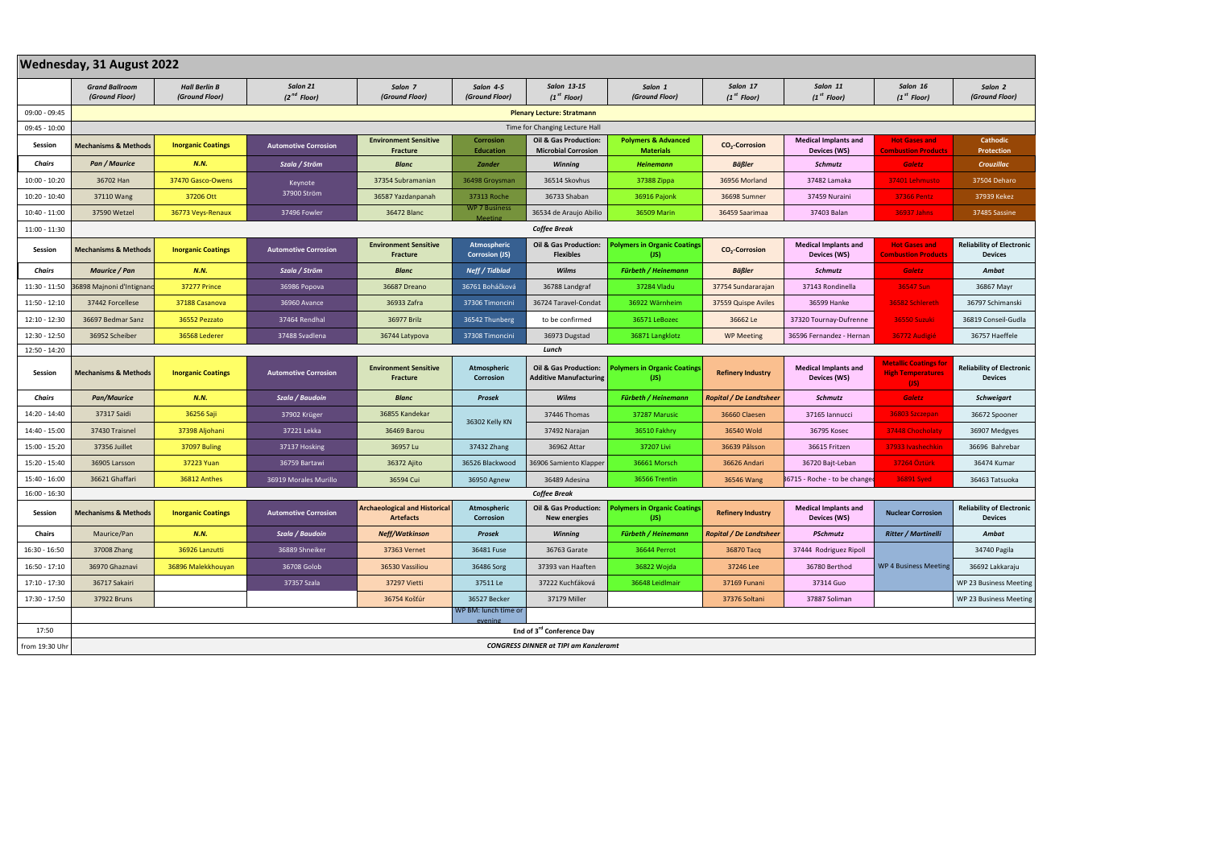# Wednesday, 31 August 2022

| | Grand Ballroom (Ground Floor) | Hall Berlin B (Ground Floor) | Salon 21 (2nd Floor) | Salon 7 (Ground Floor) | Salon 4-5 (Ground Floor) | Salon 13-15 (1st Floor) | Salon 1 (Ground Floor) | Salon 17 (1st Floor) | Salon 11 (1st Floor) | Salon 16 (1st Floor) | Salon 2 (Ground Floor) |
|---|---|---|---|---|---|---|---|---|---|---|---|
| 09:00 - 09:45 | **Plenary Lecture: Stratmann** | | | | | | | | | | |
| 09:45 - 10:00 | Time for Changing Lecture Hall | | | | | | | | | | |
| **Session** | **Mechanisms & Methods** | **Inorganic Coatings** | **Automotive Corrosion** | **Environment Sensitive Fracture** | **Corrosion Education** | **Oil & Gas Production: Microbial Corrosion** | **Polymers & Advanced Materials** | **$CO_2$-Corrosion** | **Medical Implants and Devices (WS)** | **Hot Gases and Combustion Products** | **Cathodic Protection** |
| **Chairs** | *Pan / Maurice* | *N.N.* | *Szala / Ström* | *Blanc* | *Zander* | *Winning* | *Heinemann* | *Bäßler* | *Schmutz* | *Galetz* | *Crouzillac* |
| 10:00 - 10:20 | 36702 Han | 37470 Gasco-Owens | Keynote 37900 Ström | 37354 Subramanian | 36498 Groysman | 36514 Skovhus | 37388 Zippa | 36956 Morland | 37482 Lamaka | 37401 Lehmusto | 37504 Deharo |
| 10:20 - 10:40 | 37110 Wang | 37206 Ott | | 36587 Yazdanpanah | 37313 Roche | 36733 Shaban | 36916 Pajonk | 36698 Sumner | 37459 Nuraini | 37366 Pentz | 37939 Kekez |
| 10:40 - 11:00 | 37590 Wetzel | 36773 Veys-Renaux | 37496 Fowler | 36472 Blanc | WP 7 Business Meeting | 36534 de Araujo Abilio | 36509 Marin | 36459 Saarimaa | 37403 Balan | 36937 Jahns | 37485 Sassine |
| 11:00 - 11:30 | *Coffee Break* | | | | | | | | | | |
| **Session** | **Mechanisms & Methods** | **Inorganic Coatings** | **Automotive Corrosion** | **Environment Sensitive Fracture** | **Atmospheric Corrosion (JS)** | **Oil & Gas Production: Flexibles** | **Polymers in Organic Coatings (JS)** | **$CO_2$-Corrosion** | **Medical Implants and Devices (WS)** | **Hot Gases and Combustion Products** | **Reliability of Electronic Devices** |
| **Chairs** | *Maurice / Pan* | *N.N.* | *Szala / Ström* | *Blanc* | *Neff / Tidblad* | *Wilms* | *Fürbeth / Heinemann* | *Bäßler* | *Schmutz* | *Galetz* | *Ambat* |
| 11:30 - 11:50 | 36898 Majnoni d'Intignano | 37277 Prince | 36986 Popova | 36687 Dreano | 36761 Boháčková | 36788 Landgraf | 37284 Vladu | 37754 Sundararajan | 37143 Rondinella | 36547 Sun | 36867 Mayr |
| 11:50 - 12:10 | 37442 Forcellese | 37188 Casanova | 36960 Avance | 36933 Zafra | 37306 Timoncini | 36724 Taravel-Condat | 36922 Wärnheim | 37559 Quispe Aviles | 36599 Hanke | 36552 Schlereth | 36797 Schimanski |
| 12:10 - 12:30 | 36697 Bedmar Sanz | 36552 Pezzato | 37464 Rendhal | 36977 Brilz | 36542 Thunberg | to be confirmed | 36571 LeBozec | 36662 Le | 37320 Tournay-Dufrenne | 36550 Suzuki | 36819 Conseil-Gudla |
| 12:30 - 12:50 | 36952 Scheiber | 36568 Lederer | 37488 Svadlena | 36744 Latypova | 37308 Timoncini | 36973 Dugstad | 36871 Langklotz | WP Meeting | 36596 Fernandez - Hernan | 36772 Audigié | 36757 Haeffele |
| 12:50 - 14:20 | *Lunch* | | | | | | | | | | |
| **Session** | **Mechanisms & Methods** | **Inorganic Coatings** | **Automotive Corrosion** | **Environment Sensitive Fracture** | **Atmospheric Corrosion** | **Oil & Gas Production: Additive Manufacturing** | **Polymers in Organic Coatings (JS)** | **Refinery Industry** | **Medical Implants and Devices (WS)** | **Metallic Coatings for High Temperatures (JS)** | **Reliability of Electronic Devices** |
| **Chairs** | *Pan/Maurice* | *N.N.* | *Szala / Baudoin* | *Blanc* | *Prosek* | *Wilms* | *Fürbeth / Heinemann* | *Ropital / De Landtsheer* | *Schmutz* | *Galetz* | *Schweigart* |
| 14:20 - 14:40 | 37317 Saidi | 36256 Saji | 37902 Krüger | 36855 Kandekar | 36302 Kelly KN | 37446 Thomas | 37287 Marusic | 36660 Claesen | 37165 Iannucci | 36803 Szczepan | 36672 Spooner |
| 14:40 - 15:00 | 37430 Traisnel | 37398 Aljohani | 37221 Lekka | 36469 Barou | | 37492 Narajan | 36510 Fakhry | 36540 Wold | 36795 Kosec | 37448 Chocholatý | 36907 Medgyes |
| 15:00 - 15:20 | 37356 Juillet | 37097 Buling | 37137 Hosking | 36957 Lu | 37432 Zhang | 36962 Attar | 37207 Livi | 36639 Pålsson | 36615 Fritzen | 37933 Ivashechkin | 36696 Bahrebar |
| 15:20 - 15:40 | 36905 Larsson | 37223 Yuan | 36759 Bartawi | 36372 Ajito | 36526 Blackwood | 36906 Samiento Klapper | 36661 Morsch | 36626 Andari | 36720 Bajt-Leban | 37264 Öztürk | 36474 Kumar |
| 15:40 - 16:00 | 36621 Ghaffari | 36812 Anthes | 36919 Morales Murillo | 36594 Cui | 36950 Agnew | 36489 Adesina | 36566 Trentin | 36546 Wang | 36715 - Roche - to be changed | 36891 Syed | 36463 Tatsuoka |
| 16:00 - 16:30 | *Coffee Break* | | | | | | | | | | |
| **Session** | **Mechanisms & Methods** | **Inorganic Coatings** | **Automotive Corrosion** | **Archaeological and Historical Artefacts** | **Atmospheric Corrosion** | **Oil & Gas Production: New energies** | **Polymers in Organic Coatings (JS)** | **Refinery Industry** | **Medical Implants and Devices (WS)** | **Nuclear Corrosion** | **Reliability of Electronic Devices** |
| **Chairs** | Maurice/Pan | *N.N.* | *Szala / Baudoin* | *Neff/Watkinson* | *Prosek* | *Winning* | *Fürbeth / Heinemann* | *Ropital / De Landtsheer* | *PSchmutz* | *Ritter / Martinelli* | *Ambat* |
| 16:30 - 16:50 | 37008 Zhang | 36926 Lanzutti | 36889 Shneiker | 37363 Vernet | 36481 Fuse | 36763 Garate | 36644 Perrot | 36870 Tacq | 37444 Rodriguez Ripoll | WP 4 Business Meeting | 34740 Pagila |
| 16:50 - 17:10 | 36970 Ghaznavi | 36896 Malekkhouyan | 36708 Golob | 36530 Vassiliou | 36486 Sorg | 37393 van Haaften | 36822 Wojda | 37246 Lee | 36780 Berthod | | 36692 Lakkaraju |
| 17:10 - 17:30 | 36717 Sakairi | | 37357 Szala | 37297 Vietti | 37511 Le | 37222 Kuchťáková | 36648 Leidlmair | 37169 Funani | 37314 Guo | | WP 23 Business Meeting |
| 17:30 - 17:50 | 37922 Bruns | | | 36754 Košťúr | 36527 Becker | 37179 Miller | | 37376 Soltani | 37887 Soliman | | WP 23 Business Meeting |
| | | | | | WP BM: lunch time or evening | | | | | | |
| 17:50 | End of 3rd Conference Day | | | | | | | | | | |
| from 19:30 Uhr | ***CONGRESS DINNER at TIPI am Kanzleramt*** | | | | | | | | | | |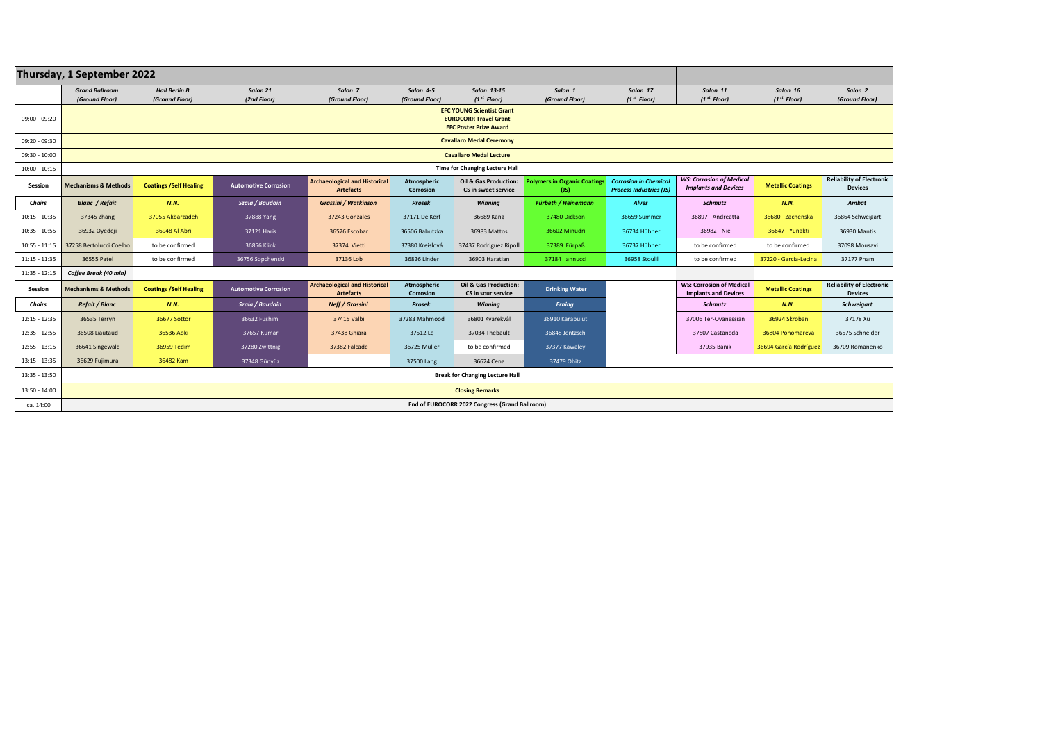| Thursday, 1 September 2022 | | | | | | | | | | | |
|---|---|---|---|---|---|---|---|---|---|---|---|
| | *Grand Ballroom (Ground Floor)* | *Hall Berlin B (Ground Floor)* | *Salon 21 (2nd Floor)* | *Salon 7 (Ground Floor)* | *Salon 4-5 (Ground Floor)* | *Salon 13-15 (1st Floor)* | *Salon 1 (Ground Floor)* | *Salon 17 (1st Floor)* | *Salon 11 (1st Floor)* | *Salon 16 (1st Floor)* | *Salon 2 (Ground Floor)* |
| 09:00 - 09:20 | **EFC YOUNG Scientist Grant EUROCORR Travel Grant EFC Poster Prize Award** | | | | | | | | | | |
| 09:20 - 09:30 | **Cavallaro Medal Ceremony** | | | | | | | | | | |
| 09:30 - 10:00 | **Cavallaro Medal Lecture** | | | | | | | | | | |
| 10:00 - 10:15 | **Time for Changing Lecture Hall** | | | | | | | | | | |
| **Session** | **Mechanisms & Methods** | **Coatings /Self Healing** | **Automotive Corrosion** | **Archaeological and Historical Artefacts** | **Atmospheric Corrosion** | **Oil & Gas Production: CS in sweet service** | **Polymers in Organic Coatings (JS)** | ***Corrosion in Chemical Process Industries (JS)*** | ***WS: Corrosion of Medical Implants and Devices*** | **Metallic Coatings** | **Reliability of Electronic Devices** |
| ***Chairs*** | ***Blanc / Refait*** | ***N.N.*** | ***Szala / Baudoin*** | ***Grassini / Watkinson*** | ***Prosek*** | ***Winning*** | ***Fürbeth / Heinemann*** | ***Alves*** | ***Schmutz*** | ***N.N.*** | ***Ambat*** |
| 10:15 - 10:35 | 37345 Zhang | 37055 Akbarzadeh | 37888 Yang | 37243 Gonzales | 37171 De Kerf | 36689 Kang | 37480 Dickson | 36659 Summer | 36897 - Andreatta | 36680 - Zachenska | 36864 Schweigart |
| 10:35 - 10:55 | 36932 Oyedeji | 36948 Al Abri | 37121 Haris | 36576 Escobar | 36506 Babutzka | 36983 Mattos | 36602 Minudri | 36734 Hübner | 36982 - Nie | 36647 - Yünakti | 36930 Mantis |
| 10:55 - 11:15 | 37258 Bertolucci Coelho | to be confirmed | 36856 Klink | 37374 Vietti | 37380 Kreislová | 37437 Rodriguez Ripoll | 37389 Fürpaß | 36737 Hübner | to be confirmed | to be confirmed | 37098 Mousavi |
| 11:15 - 11:35 | 36555 Patel | to be confirmed | 36756 Sopchenski | 37136 Lob | 36826 Linder | 36903 Haratian | 37184 Iannucci | 36958 Stoulil | to be confirmed | 37220 - Garcia-Lecina | 37177 Pham |
| 11:35 - 12:15 | ***Coffee Break (40 min)*** | | | | | | | | | | |
| **Session** | **Mechanisms & Methods** | **Coatings /Self Healing** | **Automotive Corrosion** | **Archaeological and Historical Artefacts** | **Atmospheric Corrosion** | **Oil & Gas Production: CS in sour service** | **Drinking Water** | | **WS: Corrosion of Medical Implants and Devices** | **Metallic Coatings** | **Reliability of Electronic Devices** |
| ***Chairs*** | ***Refait / Blanc*** | ***N.N.*** | ***Szala / Baudoin*** | ***Neff / Grassini*** | ***Prosek*** | ***Winning*** | ***Erning*** | | ***Schmutz*** | ***N.N.*** | ***Schweigart*** |
| 12:15 - 12:35 | 36535 Terryn | 36677 Sottor | 36632 Fushimi | 37415 Valbi | 37283 Mahmood | 36801 Kvarekvål | 36910 Karabulut | | 37006 Ter-Ovanessian | 36924 Skroban | 37178 Xu |
| 12:35 - 12:55 | 36508 Liautaud | 36536 Aoki | 37657 Kumar | 37438 Ghiara | 37512 Le | 37034 Thebault | 36848 Jentzsch | | 37507 Castaneda | 36804 Ponomareva | 36575 Schneider |
| 12:55 - 13:15 | 36641 Singewald | 36959 Tedim | 37280 Zwittnig | 37382 Falcade | 36725 Müller | to be confirmed | 37377 Kawaley | | 37935 Banik | 36694 Garcia Rodriguez | 36709 Romanenko |
| 13:15 - 13:35 | 36629 Fujimura | 36482 Kam | 37348 Günyüz | | 37500 Lang | 36624 Cena | 37479 Obitz | | | | |
| 13:35 - 13:50 | **Break for Changing Lecture Hall** | | | | | | | | | | |
| 13:50 - 14:00 | **Closing Remarks** | | | | | | | | | | |
| ca. 14:00 | **End of EUROCORR 2022 Congress (Grand Ballroom)** | | | | | | | | | | |